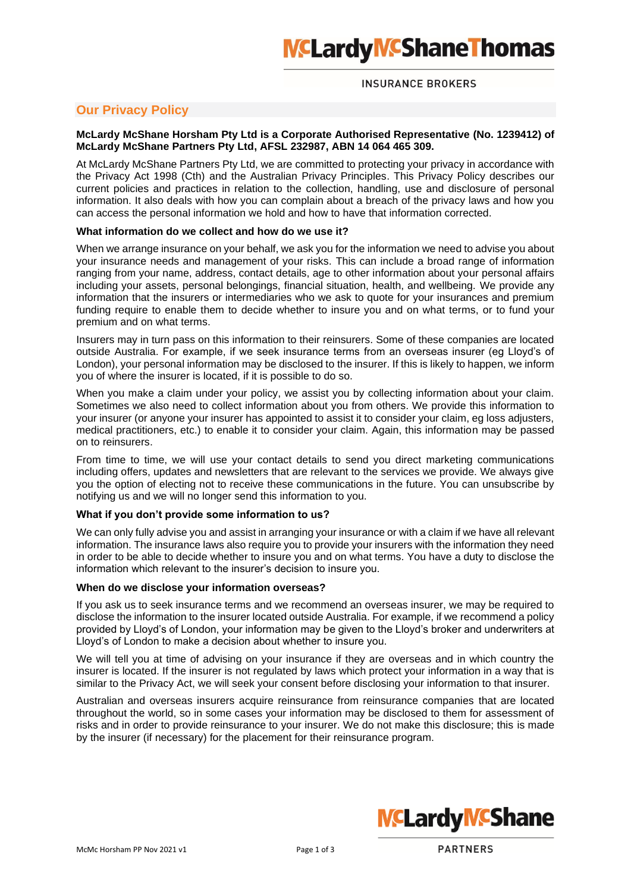## Our Privacy Policy

**McLardy McShane Horsham Pty Ltd is a Corporate Authorised Representative (No. 1239412) of McLardy McShane Partners Pty Ltd, AFSL 232987, ABN 14 064 465 309.**

At McLardy McShane Partners Pty Ltd, we are committed to protecting your privacy in accordance with the Privacy Act 1998 (Cth) and the Australian Privacy Principles. This Privacy Policy describes our current policies and practices in relation to the collection, handling, use and disclosure of personal information. It also deals with how you can complain about a breach of the privacy laws and how you can access the personal information we hold and how to have that information corrected.

### What information do we collect and how do we use it?

When we arrange insurance on your behalf, we ask you for the information we need to advise you about your insurance needs and management of your risks. This can include a broad range of information ranging from your name, address, contact details, age to other information about your personal affairs including your assets, personal belongings, financial situation, health, and wellbeing. We provide any information that the insurers or intermediaries who we ask to quote for your insurances and premium funding require to enable them to decide whether to insure you and on what terms, or to fund your premium and on what terms.

Insurers may in turn pass on this information to their reinsurers. Some of these companies are located outside Australia. For example, if we seek insurance terms from an overseas insurer (eg Lloyd's of London), your personal information may be disclosed to the insurer. If this is likely to happen, we inform you of where the insurer is located, if it is possible to do so.

When you make a claim under your policy, we assist you by collecting information about your claim. Sometimes we also need to collect information about you from others. We provide this information to your insurer (or anyone your insurer has appointed to assist it to consider your claim, eg loss adjusters, medical practitioners, etc.) to enable it to consider your claim. Again, this information may be passed on to reinsurers.

From time to time, we will use your contact details to send you direct marketing communications including offers, updates and newsletters that are relevant to the services we provide. We always give you the option of electing not to receive these communications in the future. You can unsubscribe by notifying us and we will no longer send this information to you.

### What if you don't provide some information to us?

We can only fully advise you and assist in arranging your insurance or with a claim if we have all relevant information. The insurance laws also require you to provide your insurers with the information they need in order to be able to decide whether to insure you and on what terms. You have a duty to disclose the information which relevant to the insurer's decision to insure you.

### When do we disclose your information overseas?

If you ask us to seek insurance terms and we recommend an overseas insurer, we may be required to disclose the information to the insurer located outside Australia. For example, if we recommend a policy provided by Lloyd's of London, your information may be given to the Lloyd's broker and underwriters at Lloyd's of London to make a decision about whether to insure you.

We will tell you at time of advising on your insurance if they are overseas and in which country the insurer is located. If the insurer is not regulated by laws which protect your information in a way that is similar to the Privacy Act, we will seek your consent before disclosing your information to that insurer.

Australian and overseas insurers acquire reinsurance from reinsurance companies that are located throughout the world, so in some cases your information may be disclosed to them for assessment of risks and in order to provide reinsurance to your insurer. We do not make this disclosure; this is made by the insurer (if necessary) for the placement for their reinsurance program.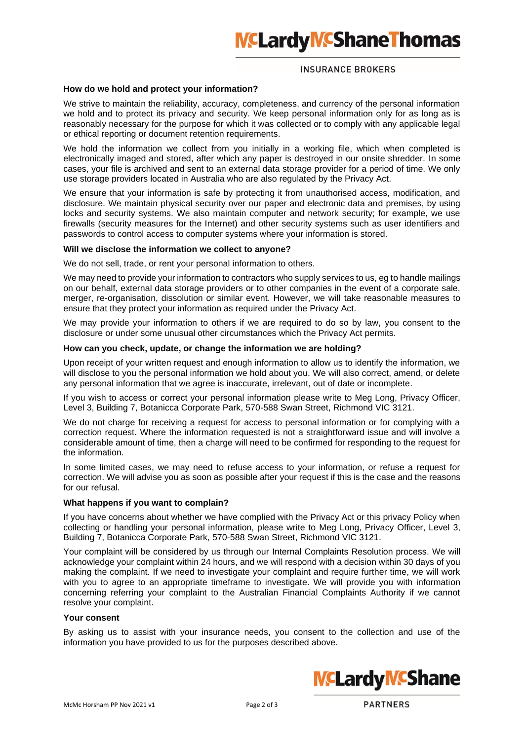#### How do we hold and protect your information?

We strive to maintain the reliability, accuracy, completeness, and currency of the personal information we hold and to protect its privacy and security. We keep personal information only for as long as is reasonably necessary for the purpose for which it was collected or to comply with any applicable legal or ethical reporting or document retention requirements.

We hold the information we collect from you initially in a working file, which when completed is electronically imaged and stored, after which any paper is destroyed in our onsite shredder. In some cases, your file is archived and sent to an external data storage provider for a period of time. We only use storage providers located in Australia who are also regulated by the Privacy Act.

We ensure that your information is safe by protecting it from unauthorised access, modification, and disclosure. We maintain physical security over our paper and electronic data and premises, by using locks and security systems. We also maintain computer and network security; for example, we use firewalls (security measures for the Internet) and other security systems such as user identifiers and passwords to control access to computer systems where your information is stored.

#### Will we disclose the information we collect to anyone?

We do not sell, trade, or rent your personal information to others.

We may need to provide your information to contractors who supply services to us, eg to handle mailings on our behalf, external data storage providers or to other companies in the event of a corporate sale, merger, re-organisation, dissolution or similar event. However, we will take reasonable measures to ensure that they protect your information as required under the Privacy Act.

We may provide your information to others if we are required to do so by law, you consent to the disclosure or under some unusual other circumstances which the Privacy Act permits.

#### How can you check, update, or change the information we are holding?

Upon receipt of your written request and enough information to allow us to identify the information, we will disclose to you the personal information we hold about you. We will also correct, amend, or delete any personal information that we agree is inaccurate, irrelevant, out of date or incomplete.

If you wish to access or correct your personal information please write to Meg Long, Privacy Officer, Level 3, Building 7, Botanicca Corporate Park, 570-588 Swan Street, Richmond VIC 3121.

We do not charge for receiving a request for access to personal information or for complying with a correction request. Where the information requested is not a straightforward issue and will involve a considerable amount of time, then a charge will need to be confirmed for responding to the request for the information.

In some limited cases, we may need to refuse access to your information, or refuse a request for correction. We will advise you as soon as possible after your request if this is the case and the reasons for our refusal.

#### What happens if you want to complain?

If you have concerns about whether we have complied with the Privacy Act or this privacy Policy when collecting or handling your personal information, please write to Meg Long, Privacy Officer, Level 3, Building 7, Botanicca Corporate Park, 570-588 Swan Street, Richmond VIC 3121.

Your complaint will be considered by us through our Internal Complaints Resolution process. We will acknowledge your complaint within 24 hours, and we will respond with a decision within 30 days of you making the complaint. If we need to investigate your complaint and require further time, we will work with you to agree to an appropriate timeframe to investigate. We will provide you with information concerning referring your complaint to the Australian Financial Complaints Authority if we cannot resolve your complaint.

#### Your consent

By asking us to assist with your insurance needs, you consent to the collection and use of the information you have provided to us for the purposes described above.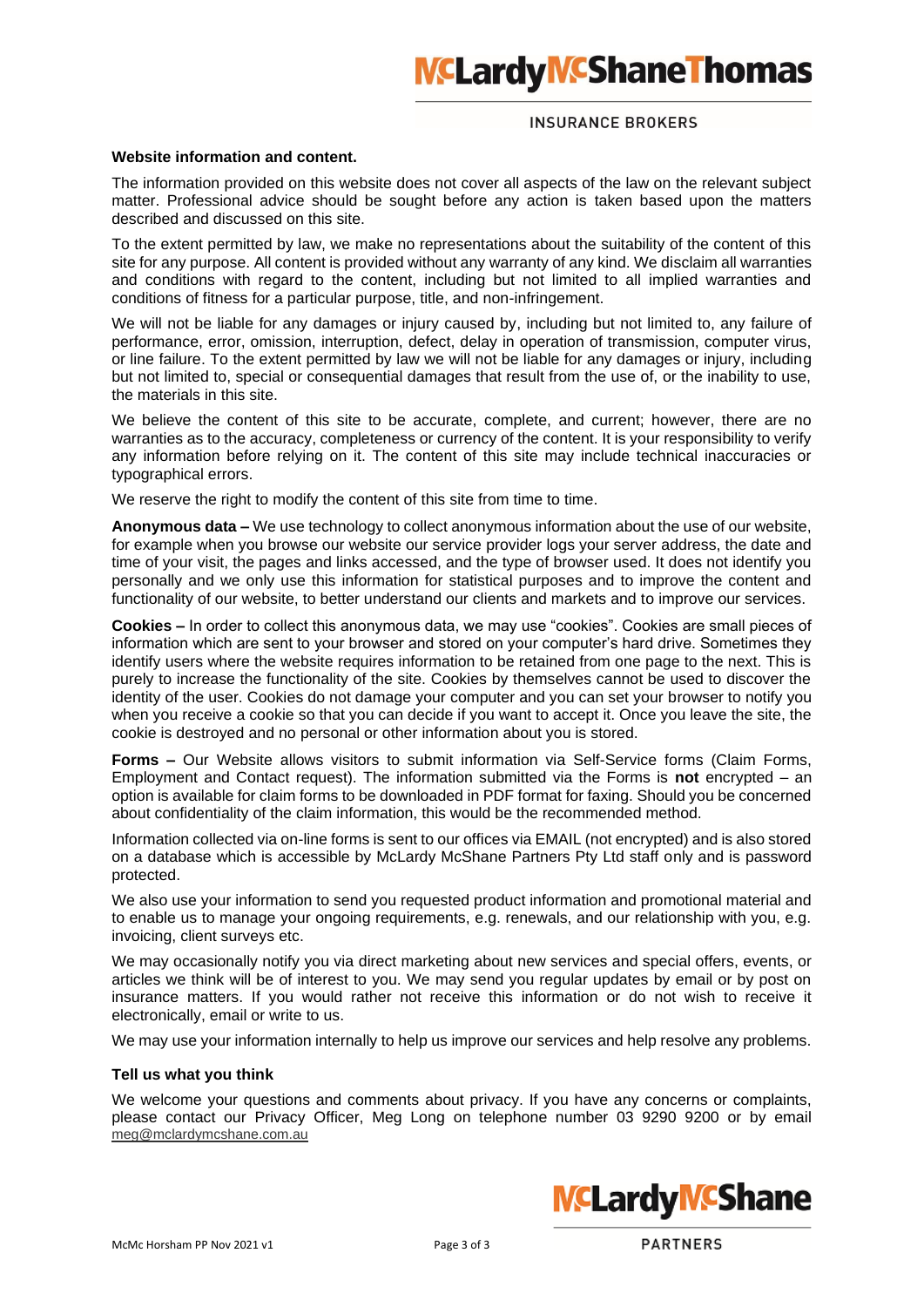**Website information and content.**

The information provided on this website does not cover all aspects of the law on the relevant subject matter. Professional advice should be sought before any action is taken based upon the matters described and discussed on this site.

To the extent permitted by law, we make no representations about the suitability of the content of this site for any purpose. All content is provided without any warranty of any kind. We disclaim all warranties and conditions with regard to the content, including but not limited to all implied warranties and conditions of fitness for a particular purpose, title, and non-infringement.

We will not be liable for any damages or injury caused by, including but not limited to, any failure of performance, error, omission, interruption, defect, delay in operation of transmission, computer virus, or line failure. To the extent permitted by law we will not be liable for any damages or injury, including but not limited to, special or consequential damages that result from the use of, or the inability to use, the materials in this site.

We believe the content of this site to be accurate, complete, and current; however, there are no warranties as to the accuracy, completeness or currency of the content. It is your responsibility to verify any information before relying on it. The content of this site may include technical inaccuracies or typographical errors.

We reserve the right to modify the content of this site from time to time.

**Anonymous data –** We use technology to collect anonymous information about the use of our website, for example when you browse our website our service provider logs your server address, the date and time of your visit, the pages and links accessed, and the type of browser used. It does not identify you personally and we only use this information for statistical purposes and to improve the content and functionality of our website, to better understand our clients and markets and to improve our services.

**Cookies –** In order to collect this anonymous data, we may use "cookies". Cookies are small pieces of information which are sent to your browser and stored on your computer's hard drive. Sometimes they identify users where the website requires information to be retained from one page to the next. This is purely to increase the functionality of the site. Cookies by themselves cannot be used to discover the identity of the user. Cookies do not damage your computer and you can set your browser to notify you when you receive a cookie so that you can decide if you want to accept it. Once you leave the site, the cookie is destroyed and no personal or other information about you is stored.

**Forms –** Our Website allows visitors to submit information via Self-Service forms (Claim Forms, Employment and Contact request). The information submitted via the Forms is **not** encrypted – an option is available for claim forms to be downloaded in PDF format for faxing. Should you be concerned about confidentiality of the claim information, this would be the recommended method.

Information collected via on-line forms is sent to our offices via EMAIL (not encrypted) and is also stored on a database which is accessible by McLardy McShane Partners Pty Ltd staff only and is password protected.

We also use your information to send you requested product information and promotional material and to enable us to manage your ongoing requirements, e.g. renewals, and our relationship with you, e.g. invoicing, client surveys etc.

We may occasionally notify you via direct marketing about new services and special offers, events, or articles we think will be of interest to you. We may send you regular updates by email or by post on insurance matters. If you would rather not receive this information or do not wish to receive it electronically, email or write to us.

We may use your information internally to help us improve our services and help resolve any problems.

**Tell us what you think**

We welcome your questions and comments about privacy. If you have any concerns or complaints, please contact our Privacy Officer, Meg Long on telephone number 03 9290 9200 or by email meg@mclardymcshane.com.au